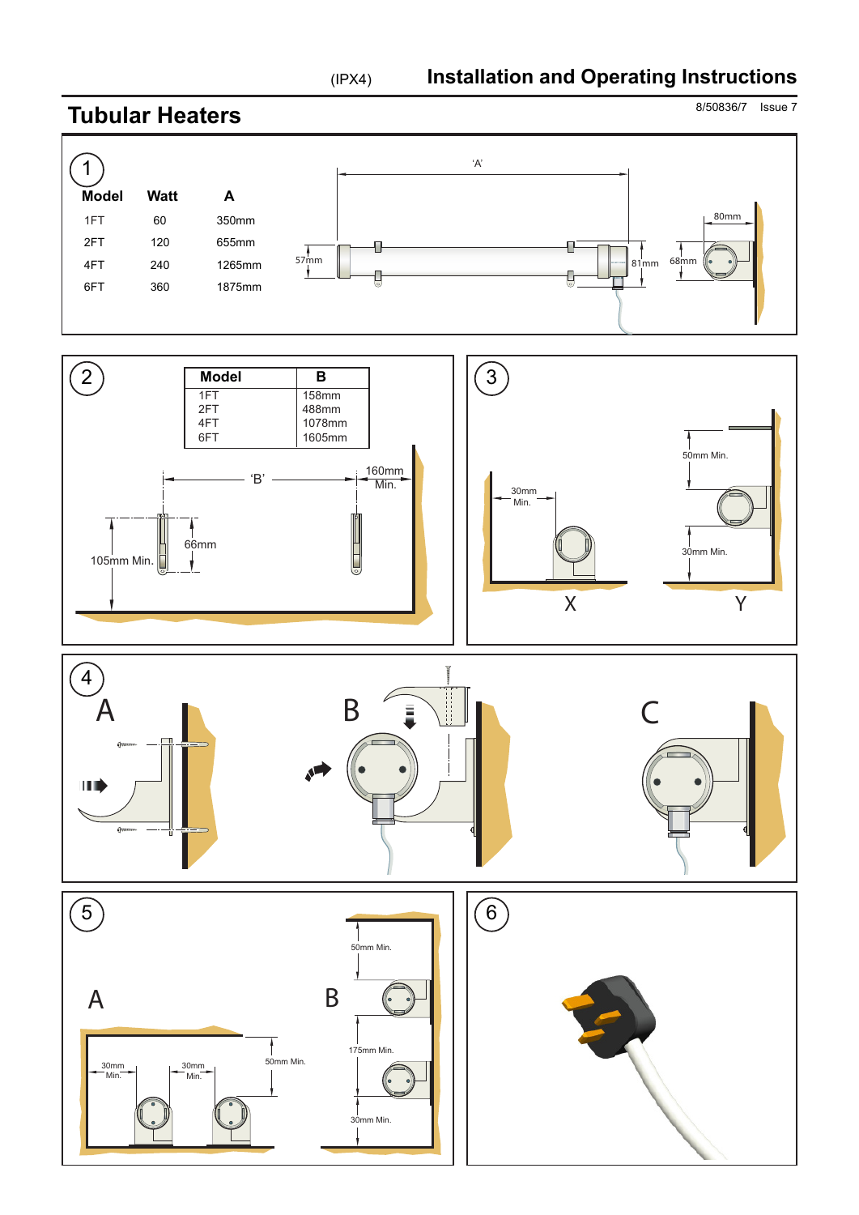(IPX4)

# Installation and Operating Instructions

8/50836/7 Issue 7

# Tubular Heaters

## 1

| Model | Watt | A |
|---|---|---|
| 1FT | 60 | 350mm |
| 2FT | 120 | 655mm |
| 4FT | 240 | 1265mm |
| 6FT | 360 | 1875mm |

'A'

57mm

81mm

68mm

80mm

## 2

| Model | B |
|---|---|
| 1FT | 158mm |
| 2FT | 488mm |
| 4FT | 1078mm |
| 6FT | 1605mm |

'B'

160mm Min.

66mm

105mm Min.

## 3

30mm Min.

50mm Min.

30mm Min.

X

Y

## 4

A

B

C

## 5

A

30mm Min.

30mm Min.

50mm Min.

B

50mm Min.

175mm Min.

30mm Min.

## 6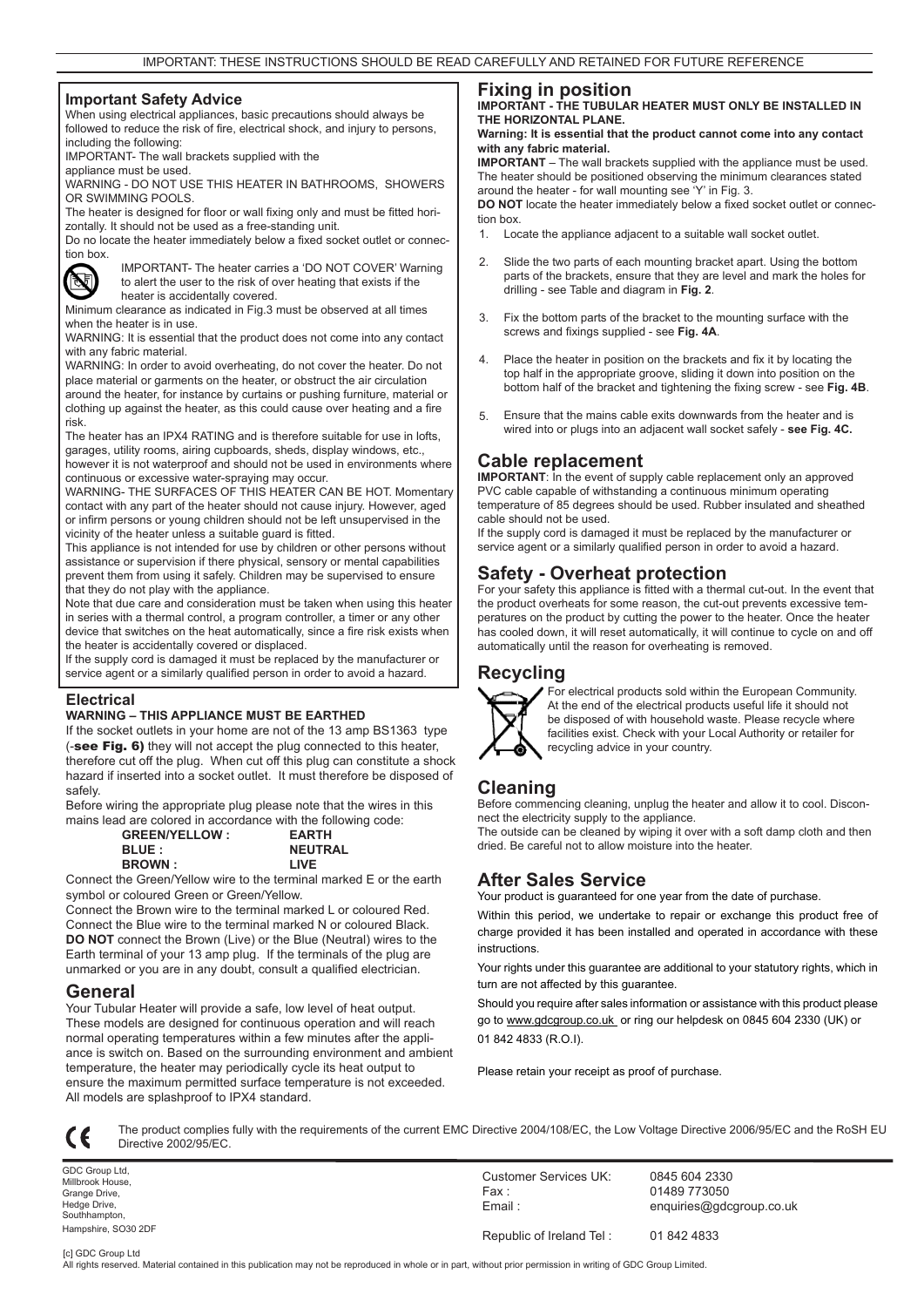IMPORTANT: THESE INSTRUCTIONS SHOULD BE READ CAREFULLY AND RETAINED FOR FUTURE REFERENCE

## Important Safety Advice

When using electrical appliances, basic precautions should always be followed to reduce the risk of fire, electrical shock, and injury to persons, including the following:

IMPORTANT- The wall brackets supplied with the appliance must be used.

WARNING - DO NOT USE THIS HEATER IN BATHROOMS, SHOWERS OR SWIMMING POOLS.

The heater is designed for floor or wall fixing only and must be fitted horizontally. It should not be used as a free-standing unit.

Do no locate the heater immediately below a fixed socket outlet or connection box.

IMPORTANT- The heater carries a 'DO NOT COVER' Warning to alert the user to the risk of over heating that exists if the heater is accidentally covered.

Minimum clearance as indicated in Fig.3 must be observed at all times when the heater is in use.

WARNING: It is essential that the product does not come into any contact with any fabric material.

WARNING: In order to avoid overheating, do not cover the heater. Do not place material or garments on the heater, or obstruct the air circulation around the heater, for instance by curtains or pushing furniture, material or clothing up against the heater, as this could cause over heating and a fire risk.

The heater has an IPX4 RATING and is therefore suitable for use in lofts, garages, utility rooms, airing cupboards, sheds, display windows, etc., however it is not waterproof and should not be used in environments where continuous or excessive water-spraying may occur.

WARNING- THE SURFACES OF THIS HEATER CAN BE HOT. Momentary contact with any part of the heater should not cause injury. However, aged or infirm persons or young children should not be left unsupervised in the vicinity of the heater unless a suitable guard is fitted.

This appliance is not intended for use by children or other persons without assistance or supervision if there physical, sensory or mental capabilities prevent them from using it safely. Children may be supervised to ensure that they do not play with the appliance.

Note that due care and consideration must be taken when using this heater in series with a thermal control, a program controller, a timer or any other device that switches on the heat automatically, since a fire risk exists when the heater is accidentally covered or displaced.

If the supply cord is damaged it must be replaced by the manufacturer or service agent or a similarly qualified person in order to avoid a hazard.

### Electrical

**WARNING – THIS APPLIANCE MUST BE EARTHED**

If the socket outlets in your home are not of the 13 amp BS1363 type (-**see Fig. 6)** they will not accept the plug connected to this heater, therefore cut off the plug. When cut off this plug can constitute a shock hazard if inserted into a socket outlet. It must therefore be disposed of safely.

Before wiring the appropriate plug please note that the wires in this mains lead are colored in accordance with the following code:

| | |
|---|---|
| **GREEN/YELLOW :** | **EARTH** |
| **BLUE :** | **NEUTRAL** |
| **BROWN :** | **LIVE** |

Connect the Green/Yellow wire to the terminal marked E or the earth symbol or coloured Green or Green/Yellow.

Connect the Brown wire to the terminal marked L or coloured Red.

Connect the Blue wire to the terminal marked N or coloured Black.

**DO NOT** connect the Brown (Live) or the Blue (Neutral) wires to the Earth terminal of your 13 amp plug. If the terminals of the plug are unmarked or you are in any doubt, consult a qualified electrician.

## General

Your Tubular Heater will provide a safe, low level of heat output. These models are designed for continuous operation and will reach normal operating temperatures within a few minutes after the appliance is switch on. Based on the surrounding environment and ambient temperature, the heater may periodically cycle its heat output to ensure the maximum permitted surface temperature is not exceeded. All models are splashproof to IPX4 standard.

## Fixing in position

**IMPORTANT - THE TUBULAR HEATER MUST ONLY BE INSTALLED IN THE HORIZONTAL PLANE.**

**Warning: It is essential that the product cannot come into any contact with any fabric material.**

**IMPORTANT** – The wall brackets supplied with the appliance must be used. The heater should be positioned observing the minimum clearances stated around the heater - for wall mounting see 'Y' in Fig. 3.

**DO NOT** locate the heater immediately below a fixed socket outlet or connection box.

1. Locate the appliance adjacent to a suitable wall socket outlet.
2. Slide the two parts of each mounting bracket apart. Using the bottom parts of the brackets, ensure that they are level and mark the holes for drilling - see Table and diagram in **Fig. 2**.
3. Fix the bottom parts of the bracket to the mounting surface with the screws and fixings supplied - see **Fig. 4A**.
4. Place the heater in position on the brackets and fix it by locating the top half in the appropriate groove, sliding it down into position on the bottom half of the bracket and tightening the fixing screw - see **Fig. 4B**.
5. Ensure that the mains cable exits downwards from the heater and is wired into or plugs into an adjacent wall socket safely - **see Fig. 4C.**

## Cable replacement

**IMPORTANT**: In the event of supply cable replacement only an approved PVC cable capable of withstanding a continuous minimum operating temperature of 85 degrees should be used. Rubber insulated and sheathed cable should not be used.

If the supply cord is damaged it must be replaced by the manufacturer or service agent or a similarly qualified person in order to avoid a hazard.

## Safety - Overheat protection

For your safety this appliance is fitted with a thermal cut-out. In the event that the product overheats for some reason, the cut-out prevents excessive temperatures on the product by cutting the power to the heater. Once the heater has cooled down, it will reset automatically, it will continue to cycle on and off automatically until the reason for overheating is removed.

## Recycling

For electrical products sold within the European Community. At the end of the electrical products useful life it should not be disposed of with household waste. Please recycle where facilities exist. Check with your Local Authority or retailer for recycling advice in your country.

## Cleaning

Before commencing cleaning, unplug the heater and allow it to cool. Disconnect the electricity supply to the appliance.

The outside can be cleaned by wiping it over with a soft damp cloth and then dried. Be careful not to allow moisture into the heater.

## After Sales Service

Your product is guaranteed for one year from the date of purchase.

Within this period, we undertake to repair or exchange this product free of charge provided it has been installed and operated in accordance with these instructions.

Your rights under this guarantee are additional to your statutory rights, which in turn are not affected by this guarantee.

Should you require after sales information or assistance with this product please go to www.gdcgroup.co.uk or ring our helpdesk on 0845 604 2330 (UK) or 01 842 4833 (R.O.I).

Please retain your receipt as proof of purchase.

The product complies fully with the requirements of the current EMC Directive 2004/108/EC, the Low Voltage Directive 2006/95/EC and the RoSH EU Directive 2002/95/EC.

GDC Group Ltd,
Millbrook House,
Grange Drive,
Hedge Drive,
Southhampton,
Hampshire, SO30 2DF

| | |
|---|---|
| Customer Services UK: | 0845 604 2330 |
| Fax : | 01489 773050 |
| Email : | enquiries@gdcgroup.co.uk |
| Republic of Ireland Tel : | 01 842 4833 |

[c] GDC Group Ltd
All rights reserved. Material contained in this publication may not be reproduced in whole or in part, without prior permission in writing of GDC Group Limited.